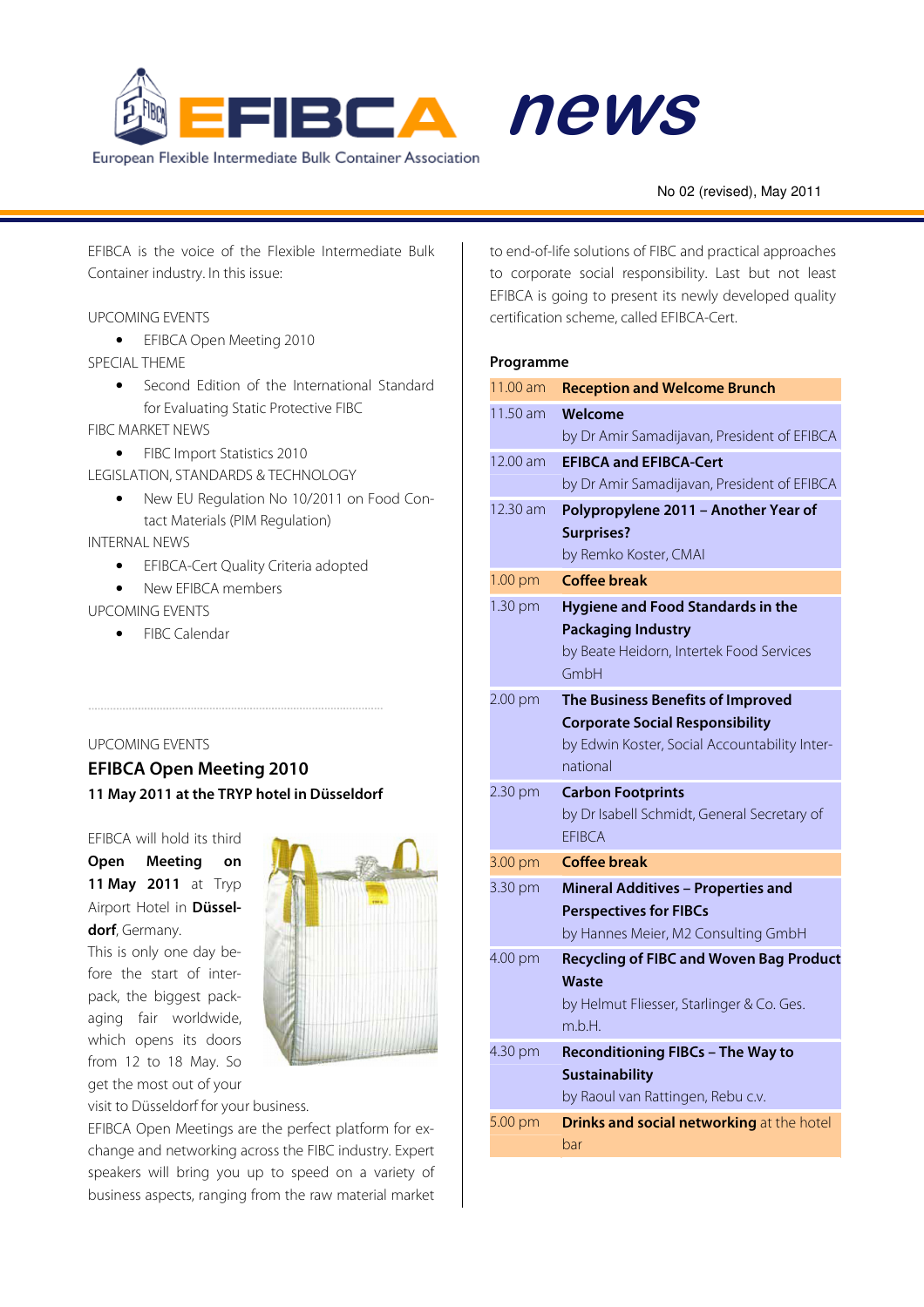# EFIBCA news

European Flexible Intermediate Bulk Container Association

No 02 (revised), May 2011

EFIBCA is the voice of the Flexible Intermediate Bulk Container industry. In this issue:

UPCOMING EVENTS

- EFIBCA Open Meeting 2010

SPECIAL THEME

- Second Edition of the International Standard for Evaluating Static Protective FIBC

FIBC MARKET NEWS

- FIBC Import Statistics 2010

LEGISLATION, STANDARDS & TECHNOLOGY

- New EU Regulation No 10/2011 on Food Contact Materials (PIM Regulation)

INTERNAL NEWS

- EFIBCA-Cert Quality Criteria adopted
- New EFIBCA members

UPCOMING EVENTS

- FIBC Calendar

UPCOMING EVENTS

## EFIBCA Open Meeting 2010

**11 May 2011 at the TRYP hotel in Düsseldorf**

EFIBCA will hold its third **Open Meeting on 11 May 2011** at Tryp Airport Hotel in **Düsseldorf**, Germany.

This is only one day before the start of interpack, the biggest packaging fair worldwide, which opens its doors from 12 to 18 May. So get the most out of your visit to Düsseldorf for your business.

EFIBCA Open Meetings are the perfect platform for exchange and networking across the FIBC industry. Expert speakers will bring you up to speed on a variety of business aspects, ranging from the raw material market to end-of-life solutions of FIBC and practical approaches to corporate social responsibility. Last but not least EFIBCA is going to present its newly developed quality certification scheme, called EFIBCA-Cert.

**Programme**

| Time | Session |
|---|---|
| 11.00 am | **Reception and Welcome Brunch** |
| 11.50 am | **Welcome** by Dr Amir Samadijavan, President of EFIBCA |
| 12.00 am | **EFIBCA and EFIBCA-Cert** by Dr Amir Samadijavan, President of EFIBCA |
| 12.30 am | **Polypropylene 2011 – Another Year of Surprises?** by Remko Koster, CMAI |
| 1.00 pm | **Coffee break** |
| 1.30 pm | **Hygiene and Food Standards in the Packaging Industry** by Beate Heidorn, Intertek Food Services GmbH |
| 2.00 pm | **The Business Benefits of Improved Corporate Social Responsibility** by Edwin Koster, Social Accountability International |
| 2.30 pm | **Carbon Footprints** by Dr Isabell Schmidt, General Secretary of EFIBCA |
| 3.00 pm | **Coffee break** |
| 3.30 pm | **Mineral Additives – Properties and Perspectives for FIBCs** by Hannes Meier, M2 Consulting GmbH |
| 4.00 pm | **Recycling of FIBC and Woven Bag Product Waste** by Helmut Fliesser, Starlinger & Co. Ges. m.b.H. |
| 4.30 pm | **Reconditioning FIBCs – The Way to Sustainability** by Raoul van Rattingen, Rebu c.v. |
| 5.00 pm | **Drinks and social networking** at the hotel bar |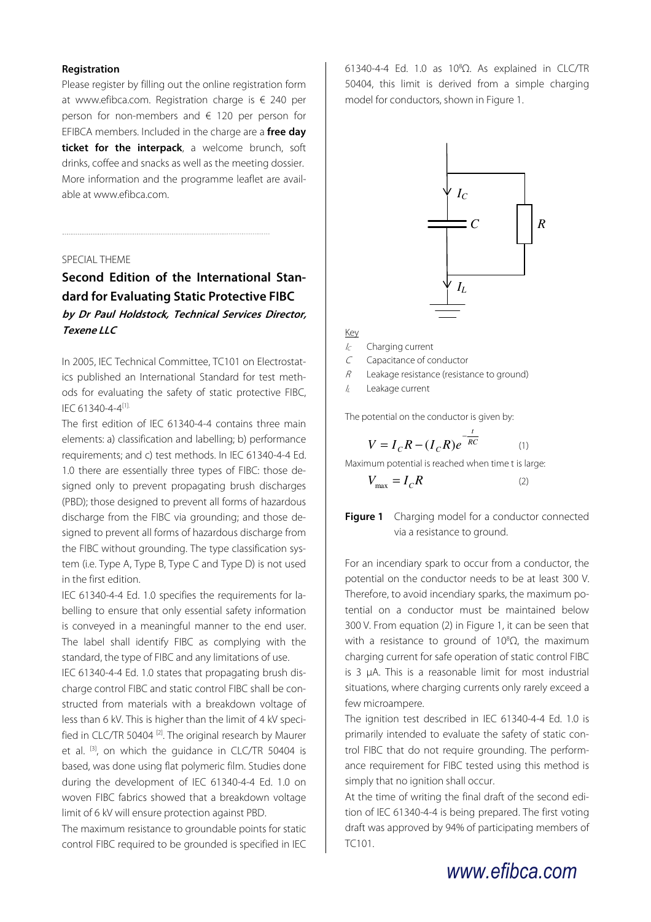### Registration

Please register by filling out the online registration form at www.efibca.com. Registration charge is € 240 per person for non-members and € 120 per person for EFIBCA members. Included in the charge are a **free day ticket for the interpack**, a welcome brunch, soft drinks, coffee and snacks as well as the meeting dossier. More information and the programme leaflet are available at www.efibca.com.

SPECIAL THEME

## Second Edition of the International Standard for Evaluating Static Protective FIBC

***by Dr Paul Holdstock, Technical Services Director, Texene LLC***

In 2005, IEC Technical Committee, TC101 on Electrostatics published an International Standard for test methods for evaluating the safety of static protective FIBC, IEC 61340-4-4[1].

The first edition of IEC 61340-4-4 contains three main elements: a) classification and labelling; b) performance requirements; and c) test methods. In IEC 61340-4-4 Ed. 1.0 there are essentially three types of FIBC: those designed only to prevent propagating brush discharges (PBD); those designed to prevent all forms of hazardous discharge from the FIBC via grounding; and those designed to prevent all forms of hazardous discharge from the FIBC without grounding. The type classification system (i.e. Type A, Type B, Type C and Type D) is not used in the first edition.

IEC 61340-4-4 Ed. 1.0 specifies the requirements for labelling to ensure that only essential safety information is conveyed in a meaningful manner to the end user. The label shall identify FIBC as complying with the standard, the type of FIBC and any limitations of use.

IEC 61340-4-4 Ed. 1.0 states that propagating brush discharge control FIBC and static control FIBC shall be constructed from materials with a breakdown voltage of less than 6 kV. This is higher than the limit of 4 kV specified in CLC/TR 50404 [2]. The original research by Maurer et al. [3], on which the guidance in CLC/TR 50404 is based, was done using flat polymeric film. Studies done during the development of IEC 61340-4-4 Ed. 1.0 on woven FIBC fabrics showed that a breakdown voltage limit of 6 kV will ensure protection against PBD.

The maximum resistance to groundable points for static control FIBC required to be grounded is specified in IEC 61340-4-4 Ed. 1.0 as $10^8 \Omega$. As explained in CLC/TR 50404, this limit is derived from a simple charging model for conductors, shown in Figure 1.

Key

$I_C$ Charging current

$C$ Capacitance of conductor

$R$ Leakage resistance (resistance to ground)

$I_L$ Leakage current

The potential on the conductor is given by:

$$V = I_C R - (I_C R) e^{-\frac{t}{RC}} \qquad (1)$$

Maximum potential is reached when time t is large:

$$V_{max} = I_C R \qquad (2)$$

**Figure 1** Charging model for a conductor connected via a resistance to ground.

For an incendiary spark to occur from a conductor, the potential on the conductor needs to be at least 300 V. Therefore, to avoid incendiary sparks, the maximum potential on a conductor must be maintained below 300 V. From equation (2) in Figure 1, it can be seen that with a resistance to ground of $10^8 \Omega$, the maximum charging current for safe operation of static control FIBC is 3 µA. This is a reasonable limit for most industrial situations, where charging currents only rarely exceed a few microampere.

The ignition test described in IEC 61340-4-4 Ed. 1.0 is primarily intended to evaluate the safety of static control FIBC that do not require grounding. The performance requirement for FIBC tested using this method is simply that no ignition shall occur.

At the time of writing the final draft of the second edition of IEC 61340-4-4 is being prepared. The first voting draft was approved by 94% of participating members of TC101.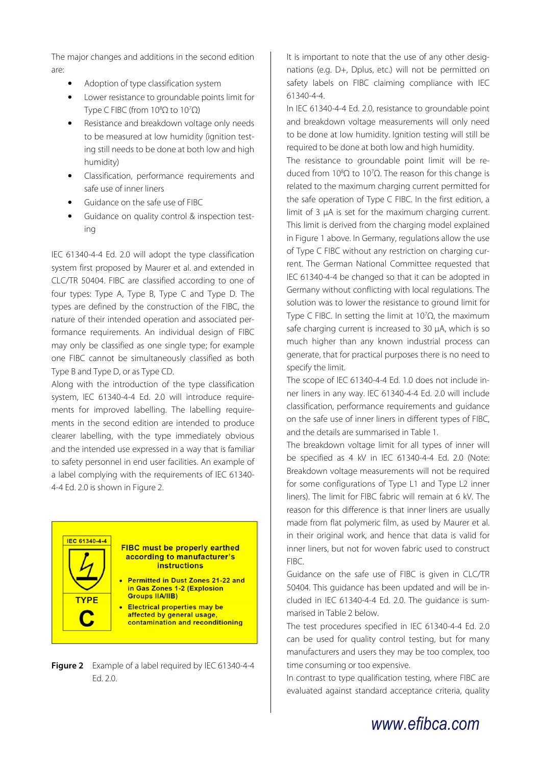The major changes and additions in the second edition are:

- Adoption of type classification system
- Lower resistance to groundable points limit for Type C FIBC (from $10^8\Omega$ to $10^7\Omega$)
- Resistance and breakdown voltage only needs to be measured at low humidity (ignition testing still needs to be done at both low and high humidity)
- Classification, performance requirements and safe use of inner liners
- Guidance on the safe use of FIBC
- Guidance on quality control & inspection testing

IEC 61340-4-4 Ed. 2.0 will adopt the type classification system first proposed by Maurer et al. and extended in CLC/TR 50404. FIBC are classified according to one of four types: Type A, Type B, Type C and Type D. The types are defined by the construction of the FIBC, the nature of their intended operation and associated performance requirements. An individual design of FIBC may only be classified as one single type; for example one FIBC cannot be simultaneously classified as both Type B and Type D, or as Type CD.

Along with the introduction of the type classification system, IEC 61340-4-4 Ed. 2.0 will introduce requirements for improved labelling. The labelling requirements in the second edition are intended to produce clearer labelling, with the type immediately obvious and the intended use expressed in a way that is familiar to safety personnel in end user facilities. An example of a label complying with the requirements of IEC 61340-4-4 Ed. 2.0 is shown in Figure 2.

IEC 61340-4-4

TYPE

C

**FIBC must be properly earthed according to manufacturer's instructions**

- **Permitted in Dust Zones 21-22 and in Gas Zones 1-2 (Explosion Groups IIA/IIB)**
- **Electrical properties may be affected by general usage, contamination and reconditioning**

**Figure 2** Example of a label required by IEC 61340-4-4 Ed. 2.0.

It is important to note that the use of any other designations (e.g. D+, Dplus, etc.) will not be permitted on safety labels on FIBC claiming compliance with IEC 61340-4-4.

In IEC 61340-4-4 Ed. 2.0, resistance to groundable point and breakdown voltage measurements will only need to be done at low humidity. Ignition testing will still be required to be done at both low and high humidity.

The resistance to groundable point limit will be reduced from $10^8\Omega$ to $10^7\Omega$. The reason for this change is related to the maximum charging current permitted for the safe operation of Type C FIBC. In the first edition, a limit of 3 µA is set for the maximum charging current. This limit is derived from the charging model explained in Figure 1 above. In Germany, regulations allow the use of Type C FIBC without any restriction on charging current. The German National Committee requested that IEC 61340-4-4 be changed so that it can be adopted in Germany without conflicting with local regulations. The solution was to lower the resistance to ground limit for Type C FIBC. In setting the limit at $10^7\Omega$, the maximum safe charging current is increased to 30 µA, which is so much higher than any known industrial process can generate, that for practical purposes there is no need to specify the limit.

The scope of IEC 61340-4-4 Ed. 1.0 does not include inner liners in any way. IEC 61340-4-4 Ed. 2.0 will include classification, performance requirements and guidance on the safe use of inner liners in different types of FIBC, and the details are summarised in Table 1.

The breakdown voltage limit for all types of inner will be specified as 4 kV in IEC 61340-4-4 Ed. 2.0 (Note: Breakdown voltage measurements will not be required for some configurations of Type L1 and Type L2 inner liners). The limit for FIBC fabric will remain at 6 kV. The reason for this difference is that inner liners are usually made from flat polymeric film, as used by Maurer et al. in their original work, and hence that data is valid for inner liners, but not for woven fabric used to construct FIBC.

Guidance on the safe use of FIBC is given in CLC/TR 50404. This guidance has been updated and will be included in IEC 61340-4-4 Ed. 2.0. The guidance is summarised in Table 2 below.

The test procedures specified in IEC 61340-4-4 Ed. 2.0 can be used for quality control testing, but for many manufacturers and users they may be too complex, too time consuming or too expensive.

In contrast to type qualification testing, where FIBC are evaluated against standard acceptance criteria, quality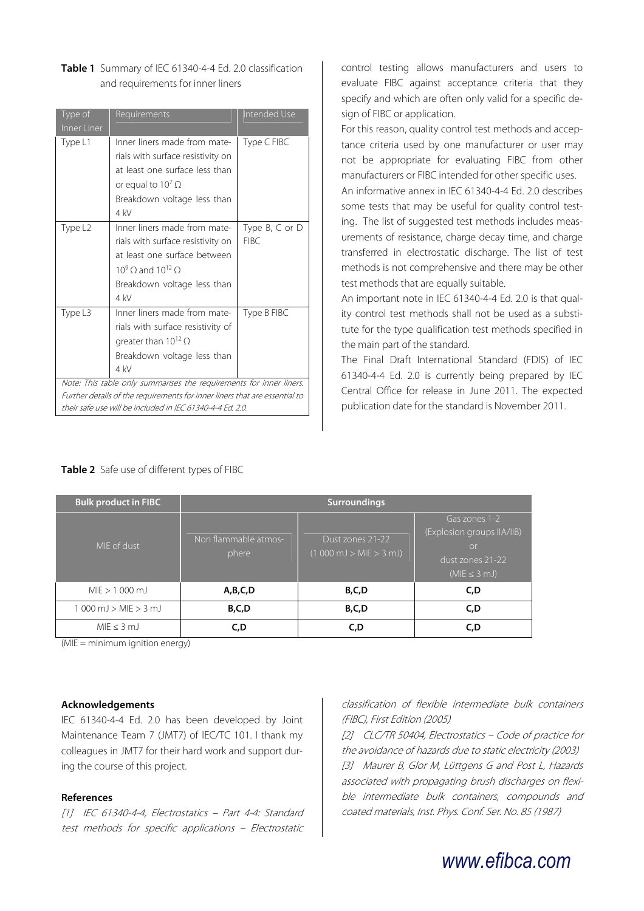**Table 1** Summary of IEC 61340-4-4 Ed. 2.0 classification and requirements for inner liners

| Type of Inner Liner | Requirements | Intended Use |
|---|---|---|
| Type L1 | Inner liners made from materials with surface resistivity on at least one surface less than or equal to $10^7$ Ω<br>Breakdown voltage less than 4 kV | Type C FIBC |
| Type L2 | Inner liners made from materials with surface resistivity on at least one surface between $10^9$ Ω and $10^{12}$ Ω<br>Breakdown voltage less than 4 kV | Type B, C or D FIBC |
| Type L3 | Inner liners made from materials with surface resistivity of greater than $10^{12}$ Ω<br>Breakdown voltage less than 4 kV | Type B FIBC |

*Note: This table only summarises the requirements for inner liners. Further details of the requirements for inner liners that are essential to their safe use will be included in IEC 61340-4-4 Ed. 2.0.*

control testing allows manufacturers and users to evaluate FIBC against acceptance criteria that they specify and which are often only valid for a specific design of FIBC or application.

For this reason, quality control test methods and acceptance criteria used by one manufacturer or user may not be appropriate for evaluating FIBC from other manufacturers or FIBC intended for other specific uses.

An informative annex in IEC 61340-4-4 Ed. 2.0 describes some tests that may be useful for quality control testing. The list of suggested test methods includes measurements of resistance, charge decay time, and charge transferred in electrostatic discharge. The list of test methods is not comprehensive and there may be other test methods that are equally suitable.

An important note in IEC 61340-4-4 Ed. 2.0 is that quality control test methods shall not be used as a substitute for the type qualification test methods specified in the main part of the standard.

The Final Draft International Standard (FDIS) of IEC 61340-4-4 Ed. 2.0 is currently being prepared by IEC Central Office for release in June 2011. The expected publication date for the standard is November 2011.

**Table 2** Safe use of different types of FIBC

| Bulk product in FIBC | Surroundings | | |
|---|---|---|---|
| MIE of dust | Non flammable atmosphere | Dust zones 21-22 (1 000 mJ > MIE > 3 mJ) | Gas zones 1-2 (Explosion groups IIA/IIB) or dust zones 21-22 (MIE ≤ 3 mJ) |
| MIE > 1 000 mJ | **A,B,C,D** | **B,C,D** | **C,D** |
| 1 000 mJ > MIE > 3 mJ | **B,C,D** | **B,C,D** | **C,D** |
| MIE ≤ 3 mJ | **C,D** | **C,D** | **C,D** |

(MIE = minimum ignition energy)

**Acknowledgements**

IEC 61340-4-4 Ed. 2.0 has been developed by Joint Maintenance Team 7 (JMT7) of IEC/TC 101. I thank my colleagues in JMT7 for their hard work and support during the course of this project.

**References**

*[1] IEC 61340-4-4, Electrostatics – Part 4-4: Standard test methods for specific applications – Electrostatic classification of flexible intermediate bulk containers (FIBC), First Edition (2005)*

*[2] CLC/TR 50404, Electrostatics – Code of practice for the avoidance of hazards due to static electricity (2003)*

*[3] Maurer B, Glor M, Lüttgens G and Post L, Hazards associated with propagating brush discharges on flexible intermediate bulk containers, compounds and coated materials, Inst. Phys. Conf. Ser. No. 85 (1987)*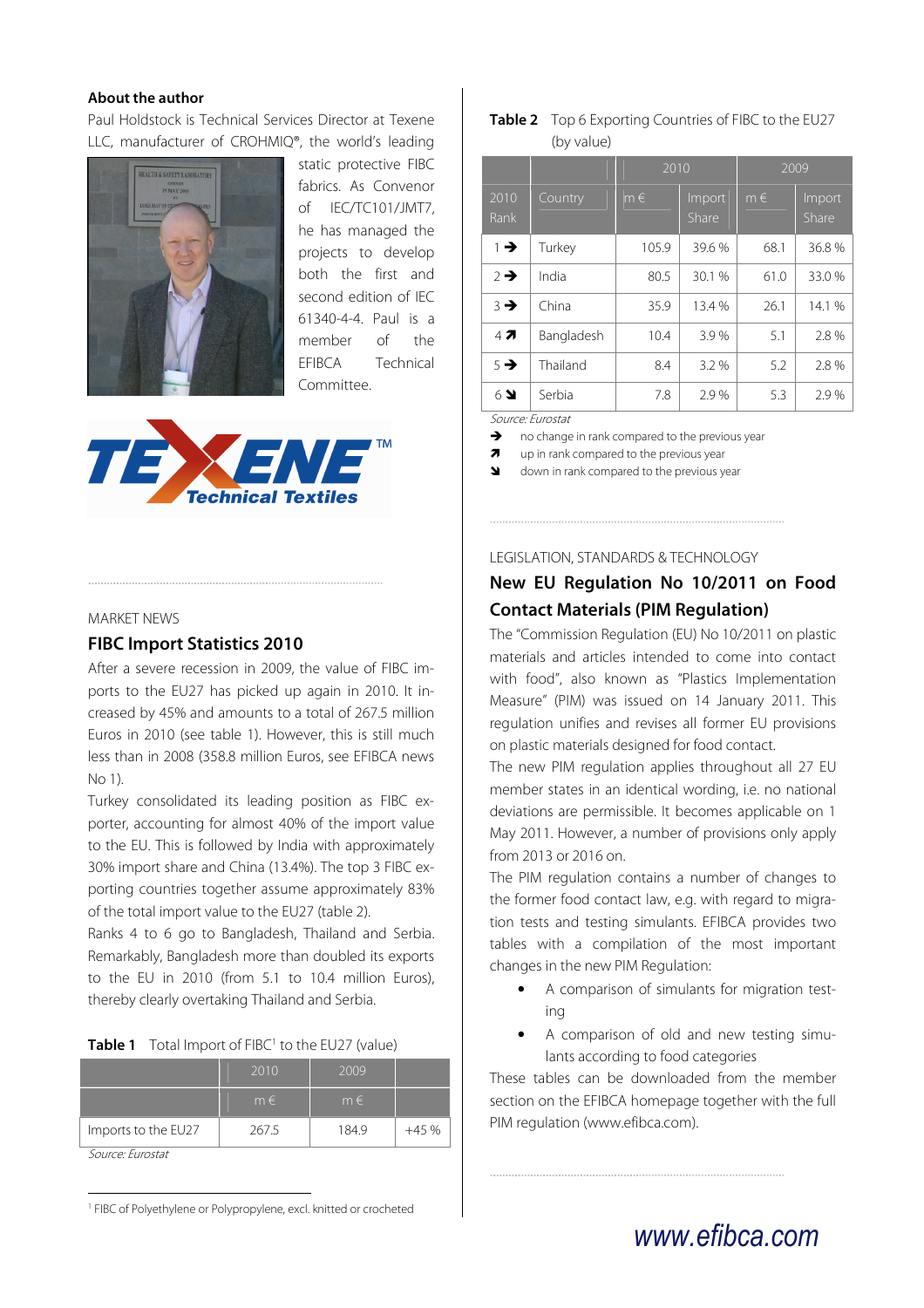### About the author

Paul Holdstock is Technical Services Director at Texene LLC, manufacturer of CROHMIQ®, the world's leading static protective FIBC fabrics. As Convenor of IEC/TC101/JMT7, he has managed the projects to develop both the first and second edition of IEC 61340-4-4. Paul is a member of the EFIBCA Technical Committee.

MARKET NEWS

## FIBC Import Statistics 2010

After a severe recession in 2009, the value of FIBC imports to the EU27 has picked up again in 2010. It increased by 45% and amounts to a total of 267.5 million Euros in 2010 (see table 1). However, this is still much less than in 2008 (358.8 million Euros, see EFIBCA news No 1).

Turkey consolidated its leading position as FIBC exporter, accounting for almost 40% of the import value to the EU. This is followed by India with approximately 30% import share and China (13.4%). The top 3 FIBC exporting countries together assume approximately 83% of the total import value to the EU27 (table 2).

Ranks 4 to 6 go to Bangladesh, Thailand and Serbia. Remarkably, Bangladesh more than doubled its exports to the EU in 2010 (from 5.1 to 10.4 million Euros), thereby clearly overtaking Thailand and Serbia.

**Table 1** Total Import of FIBC[1] to the EU27 (value)

| | 2010 | 2009 | |
|---|---|---|---|
| | m € | m € | |
| Imports to the EU27 | 267.5 | 184.9 | +45 % |

*Source: Eurostat*

[1] FIBC of Polyethylene or Polypropylene, excl. knitted or crocheted

**Table 2** Top 6 Exporting Countries of FIBC to the EU27 (by value)

| | | 2010 | | 2009 | |
|---|---|---|---|---|---|
| 2010 Rank | Country | m € | Import Share | m € | Import Share |
| 1 ➔ | Turkey | 105.9 | 39.6 % | 68.1 | 36.8 % |
| 2 ➔ | India | 80.5 | 30.1 % | 61.0 | 33.0 % |
| 3 ➔ | China | 35.9 | 13.4 % | 26.1 | 14.1 % |
| 4 ➚ | Bangladesh | 10.4 | 3.9 % | 5.1 | 2.8 % |
| 5 ➔ | Thailand | 8.4 | 3.2 % | 5.2 | 2.8 % |
| 6 ➘ | Serbia | 7.8 | 2.9 % | 5.3 | 2.9 % |

*Source: Eurostat*

➔ no change in rank compared to the previous year
➚ up in rank compared to the previous year
➘ down in rank compared to the previous year

LEGISLATION, STANDARDS & TECHNOLOGY

## New EU Regulation No 10/2011 on Food Contact Materials (PIM Regulation)

The "Commission Regulation (EU) No 10/2011 on plastic materials and articles intended to come into contact with food", also known as "Plastics Implementation Measure" (PIM) was issued on 14 January 2011. This regulation unifies and revises all former EU provisions on plastic materials designed for food contact.

The new PIM regulation applies throughout all 27 EU member states in an identical wording, i.e. no national deviations are permissible. It becomes applicable on 1 May 2011. However, a number of provisions only apply from 2013 or 2016 on.

The PIM regulation contains a number of changes to the former food contact law, e.g. with regard to migration tests and testing simulants. EFIBCA provides two tables with a compilation of the most important changes in the new PIM Regulation:

- A comparison of simulants for migration testing
- A comparison of old and new testing simulants according to food categories

These tables can be downloaded from the member section on the EFIBCA homepage together with the full PIM regulation (www.efibca.com).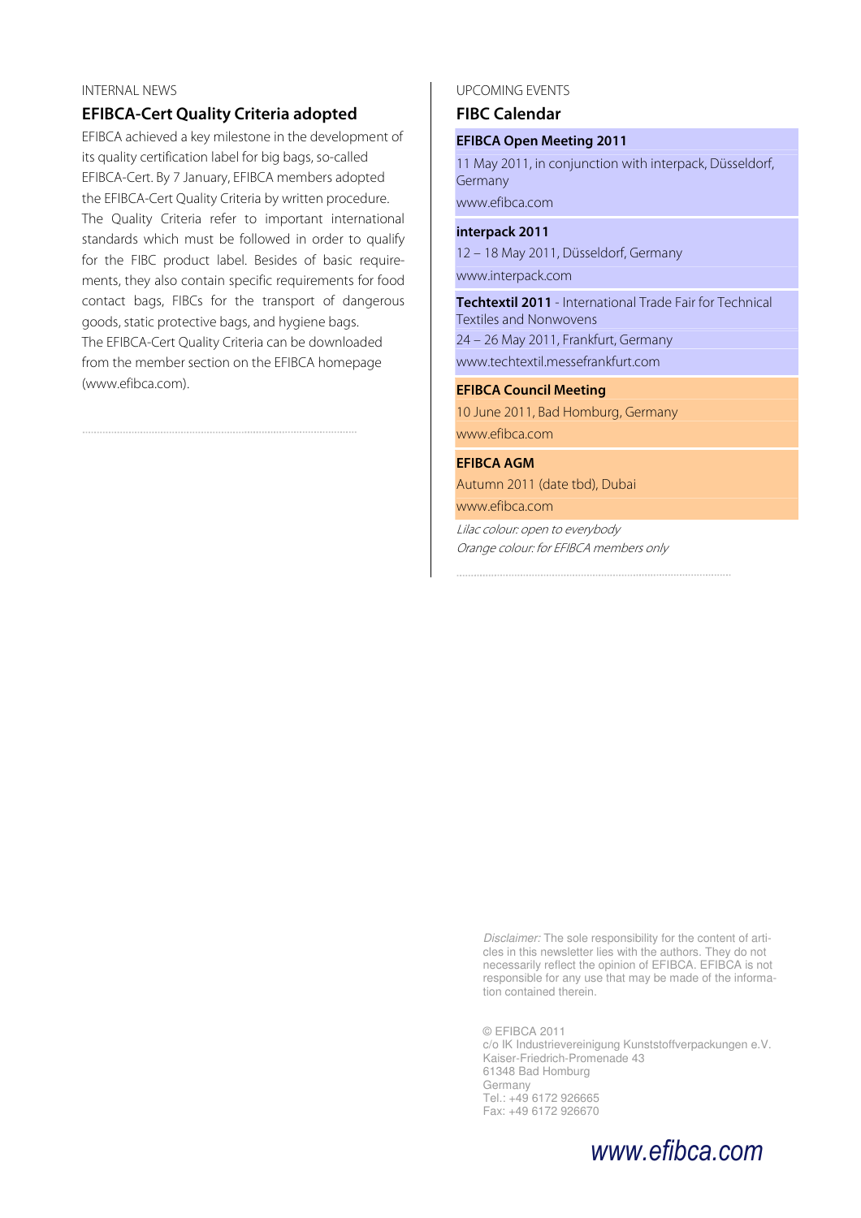INTERNAL NEWS

## EFIBCA-Cert Quality Criteria adopted

EFIBCA achieved a key milestone in the development of its quality certification label for big bags, so-called EFIBCA-Cert. By 7 January, EFIBCA members adopted the EFIBCA-Cert Quality Criteria by written procedure. The Quality Criteria refer to important international standards which must be followed in order to qualify for the FIBC product label. Besides of basic requirements, they also contain specific requirements for food contact bags, FIBCs for the transport of dangerous goods, static protective bags, and hygiene bags.
The EFIBCA-Cert Quality Criteria can be downloaded from the member section on the EFIBCA homepage (www.efibca.com).

UPCOMING EVENTS

## FIBC Calendar

**EFIBCA Open Meeting 2011**
11 May 2011, in conjunction with interpack, Düsseldorf, Germany
www.efibca.com

**interpack 2011**
12 – 18 May 2011, Düsseldorf, Germany
www.interpack.com

**Techtextil 2011** - International Trade Fair for Technical Textiles and Nonwovens
24 – 26 May 2011, Frankfurt, Germany
www.techtextil.messefrankfurt.com

**EFIBCA Council Meeting**
10 June 2011, Bad Homburg, Germany
www.efibca.com

**EFIBCA AGM**
Autumn 2011 (date tbd), Dubai
www.efibca.com

*Lilac colour: open to everybody*
*Orange colour: for EFIBCA members only*

*Disclaimer:* The sole responsibility for the content of articles in this newsletter lies with the authors. They do not necessarily reflect the opinion of EFIBCA. EFIBCA is not responsible for any use that may be made of the information contained therein.

© EFIBCA 2011
c/o IK Industrievereinigung Kunststoffverpackungen e.V.
Kaiser-Friedrich-Promenade 43
61348 Bad Homburg
Germany
Tel.: +49 6172 926665
Fax: +49 6172 926670

*www.efibca.com*